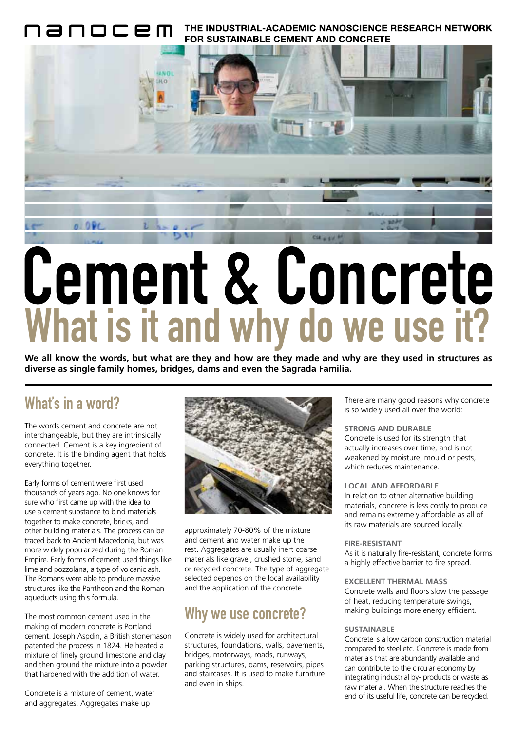nanocem THE INDUSTRIAL-ACADEMIC NANOSCIENCE RESEARCH NETWORK FOR SUSTAINABLE CEMENT AND CONCRETE

# Cement & Concrete

## What is it and why do we use it?

**We all know the words, but what are they and how are they made and why are they used in structures as diverse as single family homes, bridges, dams and even the Sagrada Familia.**

## What's in a word?

The words cement and concrete are not interchangeable, but they are intrinsically connected. Cement is a key ingredient of concrete. It is the binding agent that holds everything together.

Early forms of cement were first used thousands of years ago. No one knows for sure who first came up with the idea to use a cement substance to bind materials together to make concrete, bricks, and other building materials. The process can be traced back to Ancient Macedonia, but was more widely popularized during the Roman Empire. Early forms of cement used things like lime and pozzolana, a type of volcanic ash. The Romans were able to produce massive structures like the Pantheon and the Roman aqueducts using this formula.

The most common cement used in the making of modern concrete is Portland cement. Joseph Aspdin, a British stonemason patented the process in 1824. He heated a mixture of finely ground limestone and clay and then ground the mixture into a powder that hardened with the addition of water.

Concrete is a mixture of cement, water and aggregates. Aggregates make up approximately 70-80% of the mixture and cement and water make up the rest. Aggregates are usually inert coarse materials like gravel, crushed stone, sand or recycled concrete. The type of aggregate selected depends on the local availability and the application of the concrete.

## Why we use concrete?

Concrete is widely used for architectural structures, foundations, walls, pavements, bridges, motorways, roads, runways, parking structures, dams, reservoirs, pipes and staircases. It is used to make furniture and even in ships.

There are many good reasons why concrete is so widely used all over the world:

**STRONG AND DURABLE**
Concrete is used for its strength that actually increases over time, and is not weakened by moisture, mould or pests, which reduces maintenance.

**LOCAL AND AFFORDABLE**
In relation to other alternative building materials, concrete is less costly to produce and remains extremely affordable as all of its raw materials are sourced locally.

**FIRE-RESISTANT**
As it is naturally fire-resistant, concrete forms a highly effective barrier to fire spread.

**EXCELLENT THERMAL MASS**
Concrete walls and floors slow the passage of heat, reducing temperature swings, making buildings more energy efficient.

**SUSTAINABLE**
Concrete is a low carbon construction material compared to steel etc. Concrete is made from materials that are abundantly available and can contribute to the circular economy by integrating industrial by- products or waste as raw material. When the structure reaches the end of its useful life, concrete can be recycled.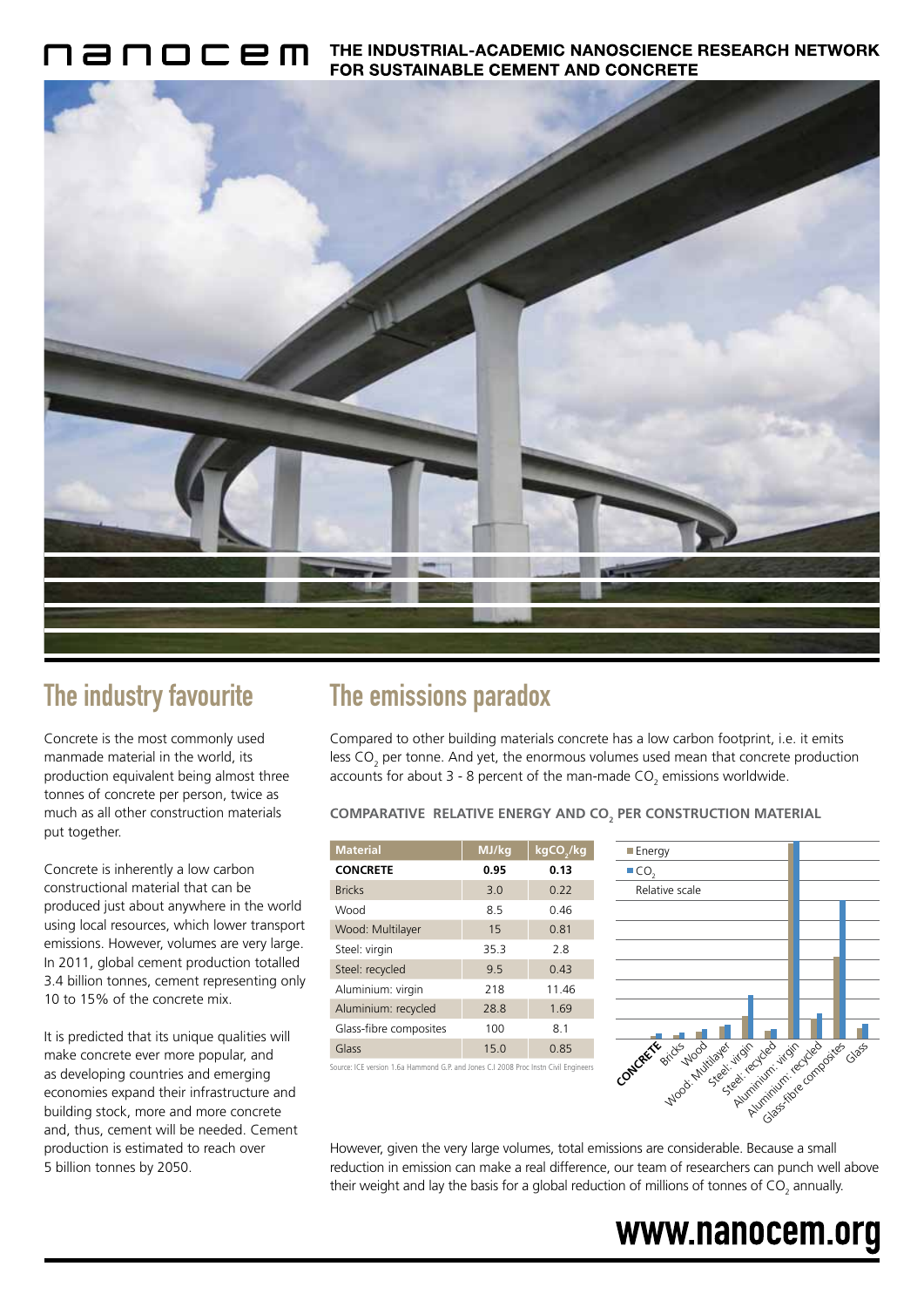nanocem **THE INDUSTRIAL-ACADEMIC NANOSCIENCE RESEARCH NETWORK FOR SUSTAINABLE CEMENT AND CONCRETE**

## The industry favourite

Concrete is the most commonly used manmade material in the world, its production equivalent being almost three tonnes of concrete per person, twice as much as all other construction materials put together.

Concrete is inherently a low carbon constructional material that can be produced just about anywhere in the world using local resources, which lower transport emissions. However, volumes are very large. In 2011, global cement production totalled 3.4 billion tonnes, cement representing only 10 to 15% of the concrete mix.

It is predicted that its unique qualities will make concrete ever more popular, and as developing countries and emerging economies expand their infrastructure and building stock, more and more concrete and, thus, cement will be needed. Cement production is estimated to reach over 5 billion tonnes by 2050.

## The emissions paradox

Compared to other building materials concrete has a low carbon footprint, i.e. it emits less $CO_2$ per tonne. And yet, the enormous volumes used mean that concrete production accounts for about 3 - 8 percent of the man-made $CO_2$ emissions worldwide.

### COMPARATIVE RELATIVE ENERGY AND $CO_2$ PER CONSTRUCTION MATERIAL

| Material | MJ/kg | kg$CO_2$/kg |
|---|---|---|
| **CONCRETE** | **0.95** | **0.13** |
| Bricks | 3.0 | 0.22 |
| Wood | 8.5 | 0.46 |
| Wood: Multilayer | 15 | 0.81 |
| Steel: virgin | 35.3 | 2.8 |
| Steel: recycled | 9.5 | 0.43 |
| Aluminium: virgin | 218 | 11.46 |
| Aluminium: recycled | 28.8 | 1.69 |
| Glass-fibre composites | 100 | 8.1 |
| Glass | 15.0 | 0.85 |

Source: ICE version 1.6a Hammond G.P. and Jones C.I 2008 Proc Instn Civil Engineers

Energy
$CO_2$
Relative scale

CONCRETE
Bricks
Wood
Wood: Multilayer
Steel: virgin
Steel: recycled
Aluminium: virgin
Aluminium: recycled
Glass-fibre composites
Glass

However, given the very large volumes, total emissions are considerable. Because a small reduction in emission can make a real difference, our team of researchers can punch well above their weight and lay the basis for a global reduction of millions of tonnes of $CO_2$ annually.

**www.nanocem.org**